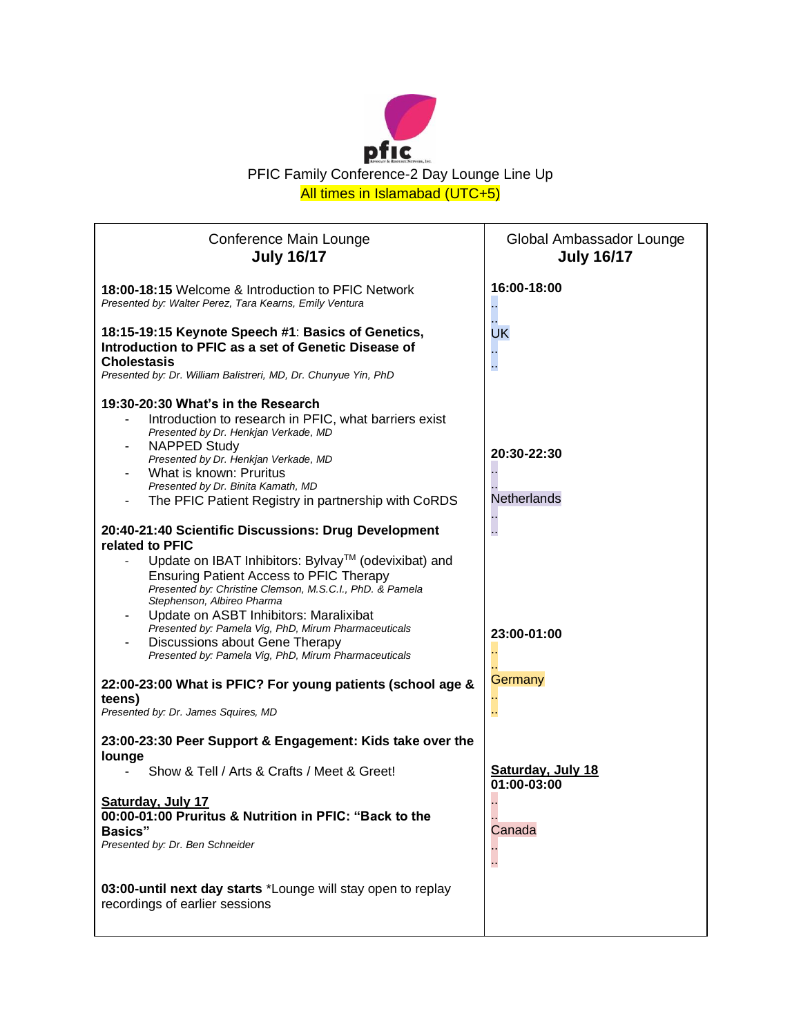pfic

PFIC Family Conference-2 Day Lounge Line Up

All times in Islamabad (UTC+5)

| Conference Main Lounge<br>**July 16/17** | Global Ambassador Lounge<br>**July 16/17** |
|---|---|
| **18:00-18:15** Welcome & Introduction to PFIC Network<br>*Presented by: Walter Perez, Tara Kearns, Emily Ventura*<br><br>**18:15-19:15 Keynote Speech #1**: **Basics of Genetics, Introduction to PFIC as a set of Genetic Disease of Cholestasis**<br>*Presented by: Dr. William Balistreri, MD, Dr. Chunyue Yin, PhD*<br><br>**19:30-20:30 What's in the Research**<br>- Introduction to research in PFIC, what barriers exist<br>*Presented by Dr. Henkjan Verkade, MD*<br>- NAPPED Study<br>*Presented by Dr. Henkjan Verkade, MD*<br>- What is known: Pruritus<br>*Presented by Dr. Binita Kamath, MD*<br>- The PFIC Patient Registry in partnership with CoRDS<br><br>**20:40-21:40 Scientific Discussions: Drug Development related to PFIC**<br>- Update on IBAT Inhibitors: Bylvay™ (odevixibat) and Ensuring Patient Access to PFIC Therapy<br>*Presented by: Christine Clemson, M.S.C.I., PhD. & Pamela Stephenson, Albireo Pharma*<br>- Update on ASBT Inhibitors: Maralixibat<br>*Presented by: Pamela Vig, PhD, Mirum Pharmaceuticals*<br>- Discussions about Gene Therapy<br>*Presented by: Pamela Vig, PhD, Mirum Pharmaceuticals*<br><br>**22:00-23:00 What is PFIC? For young patients (school age & teens)**<br>*Presented by: Dr. James Squires, MD*<br><br>**23:00-23:30 Peer Support & Engagement: Kids take over the lounge**<br>- Show & Tell / Arts & Crafts / Meet & Greet!<br><br>**Saturday, July 17**<br>**00:00-01:00 Pruritus & Nutrition in PFIC: "Back to the Basics"**<br>*Presented by: Dr. Ben Schneider*<br><br>**03:00-until next day starts** \*Lounge will stay open to replay recordings of earlier sessions | **16:00-18:00**<br>UK<br><br>**20:30-22:30**<br>Netherlands<br><br>**23:00-01:00**<br>Germany<br><br>**Saturday, July 18**<br>**01:00-03:00**<br>Canada |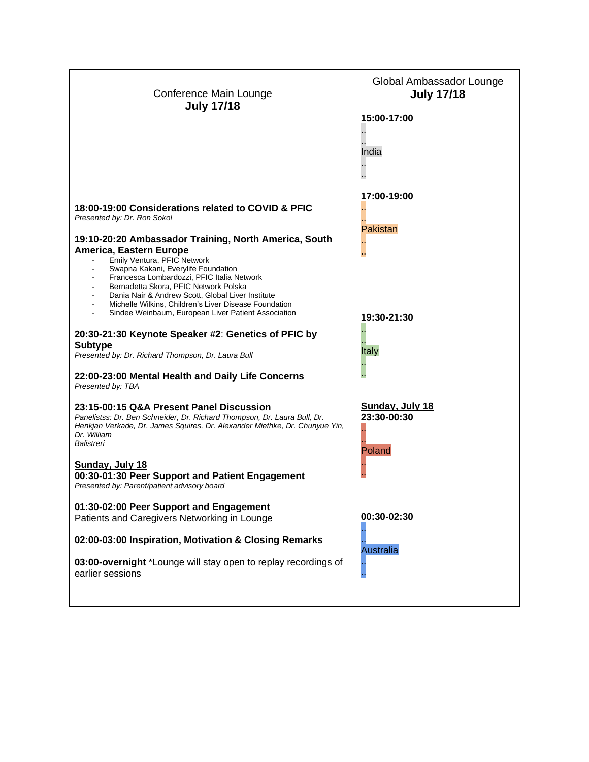## Conference Main Lounge
**July 17/18**

**18:00-19:00 Considerations related to COVID & PFIC**
*Presented by: Dr. Ron Sokol*

**19:10-20:20 Ambassador Training, North America, South America, Eastern Europe**
- Emily Ventura, PFIC Network
- Swapna Kakani, Everylife Foundation
- Francesca Lombardozzi, PFIC Italia Network
- Bernadetta Skora, PFIC Network Polska
- Dania Nair & Andrew Scott, Global Liver Institute
- Michelle Wilkins, Children's Liver Disease Foundation
- Sindee Weinbaum, European Liver Patient Association

**20:30-21:30 Keynote Speaker #2**: **Genetics of PFIC by Subtype**
*Presented by: Dr. Richard Thompson, Dr. Laura Bull*

**22:00-23:00 Mental Health and Daily Life Concerns**
*Presented by: TBA*

**23:15-00:15 Q&A Present Panel Discussion**
*Panelistss: Dr. Ben Schneider, Dr. Richard Thompson, Dr. Laura Bull, Dr. Henkjan Verkade, Dr. James Squires, Dr. Alexander Miethke, Dr. Chunyue Yin, Dr. William Balistreri*

**Sunday, July 18**

**00:30-01:30 Peer Support and Patient Engagement**
*Presented by: Parent/patient advisory board*

**01:30-02:00 Peer Support and Engagement**
Patients and Caregivers Networking in Lounge

**02:00-03:00 Inspiration, Motivation & Closing Remarks**

**03:00-overnight** *Lounge will stay open to replay recordings of earlier sessions

## Global Ambassador Lounge
**July 17/18**

**15:00-17:00**
India

**17:00-19:00**
Pakistan

**19:30-21:30**
Italy

**Sunday, July 18**
**23:30-00:30**
Poland

**00:30-02:30**
Australia